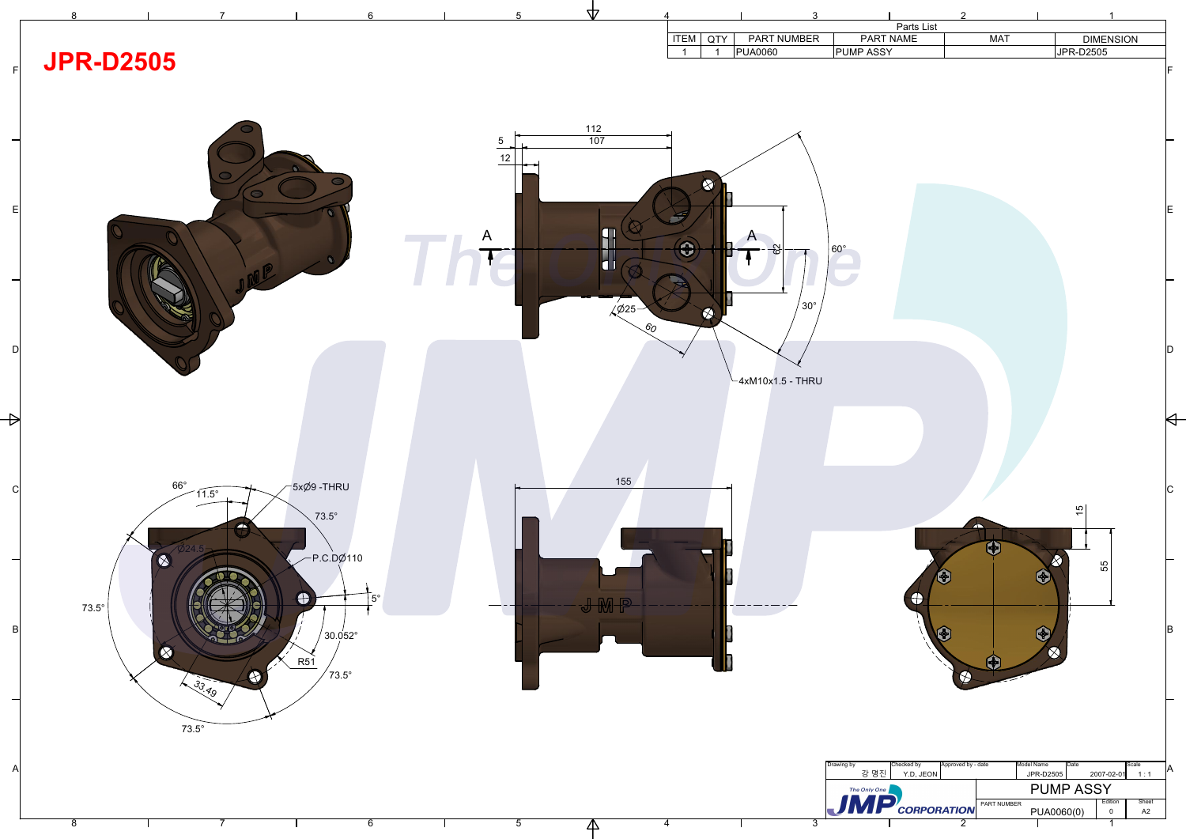# JPR-D2505

**Parts List**

| ITEM | QTY | PART NUMBER | PART NAME | MAT | DIMENSION |
|---|---|---|---|---|---|
| 1 | 1 | PUA0060 | PUMP ASSY | | JPR-D2505 |

112
107
5
12
A
A
62
60°
30°
Ø25
60
4xM10x1.5 - THRU

66°
11.5°
5xØ9 -THRU
73.5°
Ø24.5
P.C.DØ110
5°
73.5°
30.052°
R51
73.5°
33.49
73.5°

155

15
55

| Drawing by | Checked by | Approved by - date | Model Name | Date | Scale |
|---|---|---|---|---|---|
| 강 명진 | Y.D, JEON | | JPR-D2505 | 2007-02-01 | 1 : 1 |

The Only One JMP CORPORATION

PUMP ASSY

| PART NUMBER | Edition | Sheet |
|---|---|---|
| PUA0060(0) | 0 | A2 |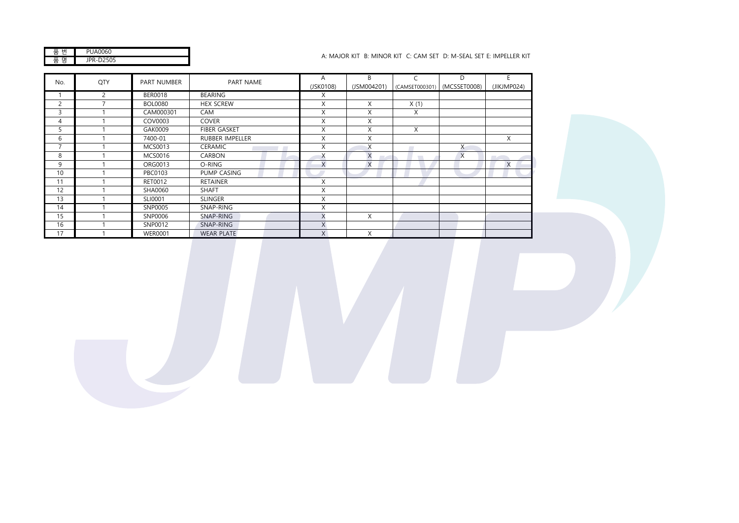| 품 번 | PUA0060 |
| --- | --- |
| 품 명 | JPR-D2505 |

A: MAJOR KIT B: MINOR KIT C: CAM SET D: M-SEAL SET E: IMPELLER KIT

| No. | QTY | PART NUMBER | PART NAME | A (JSK0108) | B (JSM004201) | C (CAMSET000301) | D (MCSSET0008) | E (JIKJMP024) |
| --- | --- | --- | --- | --- | --- | --- | --- | --- |
| 1 | 2 | BER0018 | BEARING | X | | | | |
| 2 | 7 | BOL0080 | HEX SCREW | X | X | X (1) | | |
| 3 | 1 | CAM000301 | CAM | X | X | X | | |
| 4 | 1 | COV0003 | COVER | X | X | | | |
| 5 | 1 | GAK0009 | FIBER GASKET | X | X | X | | |
| 6 | 1 | 7400-01 | RUBBER IMPELLER | X | X | | | X |
| 7 | 1 | MCS0013 | CERAMIC | X | X | | X | |
| 8 | 1 | MCS0016 | CARBON | X | X | | X | |
| 9 | 1 | ORG0013 | O-RING | X | X | | | X |
| 10 | 1 | PBC0103 | PUMP CASING | | | | | |
| 11 | 1 | RET0012 | RETAINER | X | | | | |
| 12 | 1 | SHA0060 | SHAFT | X | | | | |
| 13 | 1 | SLI0001 | SLINGER | X | | | | |
| 14 | 1 | SNP0005 | SNAP-RING | X | | | | |
| 15 | 1 | SNP0006 | SNAP-RING | X | X | | | |
| 16 | 1 | SNP0012 | SNAP-RING | X | | | | |
| 17 | 1 | WER0001 | WEAR PLATE | X | X | | | |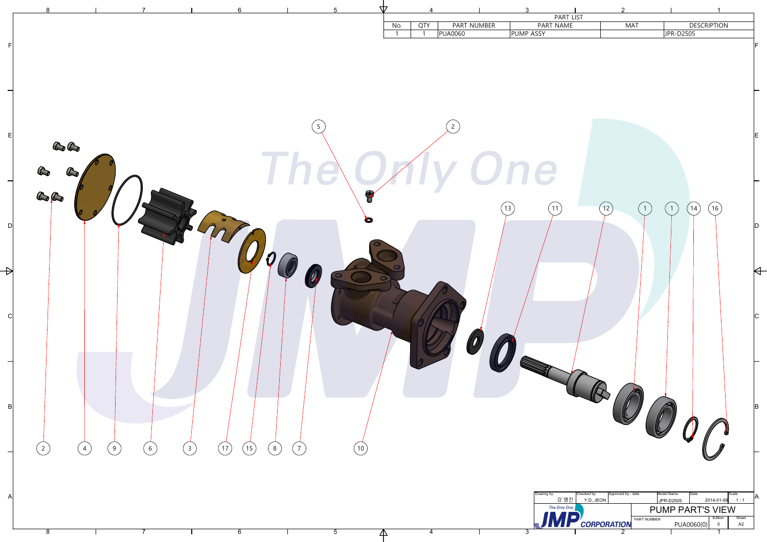PART LIST

| No. | QTY | PART NUMBER | PART NAME | MAT | DESCRIPTION |
|---|---|---|---|---|---|
| 1 | 1 | PUA0060 | PUMP ASSY | | JPR-D2505 |

The Only One

5, 2, 13, 11, 12, 1, 1, 14, 16

2, 4, 9, 6, 3, 17, 15, 8, 7, 10

| Drawing by | Checked by | Approved by - date | Model Name | Date | Scale |
|---|---|---|---|---|---|
| 강 명진 | Y.D. JEON | | JPR-D2505 | 2014-01-06 | 1 : 1 |

The Only One JMP CORPORATION

PUMP PART'S VIEW

| PART NUMBER | Edition | Sheet |
|---|---|---|
| PUA0060(0) | 0 | A2 |